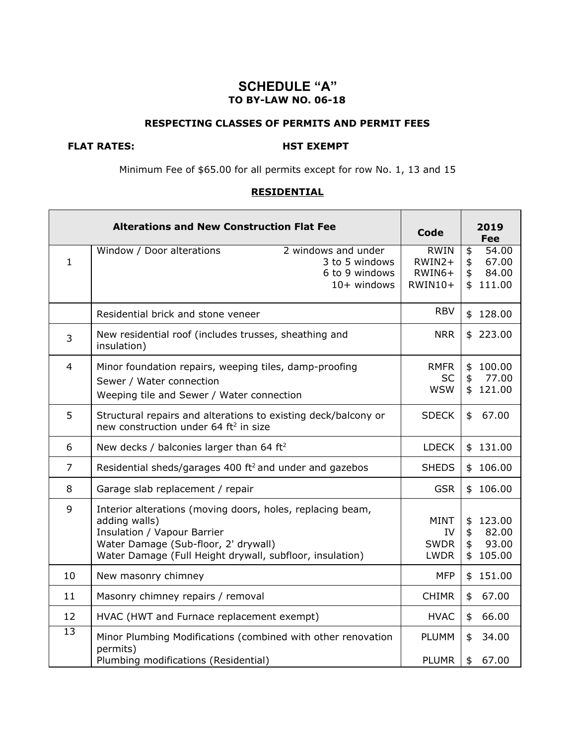# SCHEDULE "A"
## TO BY-LAW NO. 06-18

### RESPECTING CLASSES OF PERMITS AND PERMIT FEES

**FLAT RATES:** **HST EXEMPT**

Minimum Fee of $65.00 for all permits except for row No. 1, 13 and 15

### RESIDENTIAL

| Alterations and New Construction Flat Fee | | Code | 2019 Fee |
|---|---|---|---|
| 1 | Window / Door alterations — 2 windows and under<br>3 to 5 windows<br>6 to 9 windows<br>10+ windows | RWIN<br>RWIN2+<br>RWIN6+<br>RWIN10+ | $ 54.00<br>$ 67.00<br>$ 84.00<br>$ 111.00 |
| | Residential brick and stone veneer | RBV | $ 128.00 |
| 3 | New residential roof (includes trusses, sheathing and insulation) | NRR | $ 223.00 |
| 4 | Minor foundation repairs, weeping tiles, damp-proofing<br>Sewer / Water connection<br>Weeping tile and Sewer / Water connection | RMFR<br>SC<br>WSW | $ 100.00<br>$ 77.00<br>$ 121.00 |
| 5 | Structural repairs and alterations to existing deck/balcony or new construction under 64 ft² in size | SDECK | $ 67.00 |
| 6 | New decks / balconies larger than 64 ft² | LDECK | $ 131.00 |
| 7 | Residential sheds/garages 400 ft² and under and gazebos | SHEDS | $ 106.00 |
| 8 | Garage slab replacement / repair | GSR | $ 106.00 |
| 9 | Interior alterations (moving doors, holes, replacing beam, adding walls)<br>Insulation / Vapour Barrier<br>Water Damage (Sub-floor, 2' drywall)<br>Water Damage (Full Height drywall, subfloor, insulation) | MINT<br>IV<br>SWDR<br>LWDR | $ 123.00<br>$ 82.00<br>$ 93.00<br>$ 105.00 |
| 10 | New masonry chimney | MFP | $ 151.00 |
| 11 | Masonry chimney repairs / removal | CHIMR | $ 67.00 |
| 12 | HVAC (HWT and Furnace replacement exempt) | HVAC | $ 66.00 |
| 13 | Minor Plumbing Modifications (combined with other renovation permits)<br>Plumbing modifications (Residential) | PLUMM<br>PLUMR | $ 34.00<br>$ 67.00 |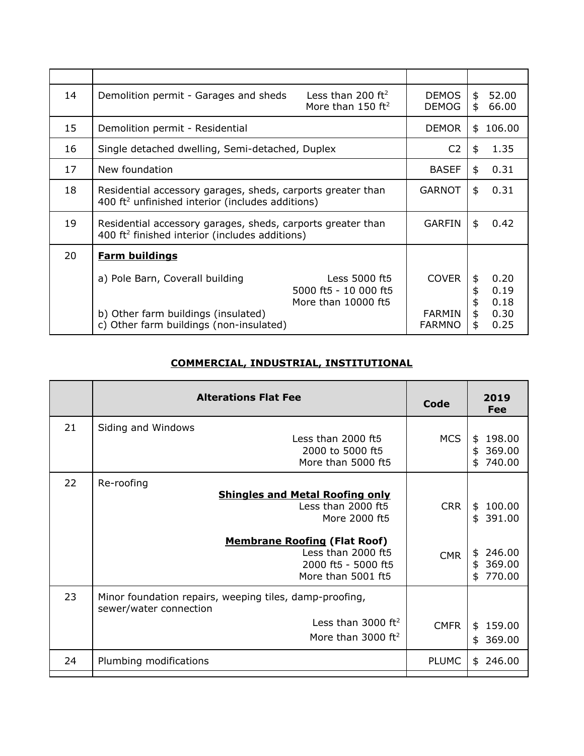| | | | |
|---|---|---|---|
| 14 | Demolition permit - Garages and sheds — Less than 200 $ft^2$<br>More than 150 $ft^2$ | DEMOS<br>DEMOG | $ 52.00<br>$ 66.00 |
| 15 | Demolition permit - Residential | DEMOR | $ 106.00 |
| 16 | Single detached dwelling, Semi-detached, Duplex | C2 | $ 1.35 |
| 17 | New foundation | BASEF | $ 0.31 |
| 18 | Residential accessory garages, sheds, carports greater than 400 $ft^2$ unfinished interior (includes additions) | GARNOT | $ 0.31 |
| 19 | Residential accessory garages, sheds, carports greater than 400 $ft^2$ finished interior (includes additions) | GARFIN | $ 0.42 |
| 20 | **Farm buildings**<br><br>a) Pole Barn, Coverall building — Less 5000 ft5<br>5000 ft5 - 10 000 ft5<br>More than 10000 ft5<br>b) Other farm buildings (insulated)<br>c) Other farm buildings (non-insulated) | <br><br>COVER<br><br><br>FARMIN<br>FARMNO | <br><br>$ 0.20<br>$ 0.19<br>$ 0.18<br>$ 0.30<br>$ 0.25 |

## COMMERCIAL, INDUSTRIAL, INSTITUTIONAL

| | Alterations Flat Fee | Code | 2019 Fee |
|---|---|---|---|
| 21 | Siding and Windows<br>Less than 2000 ft5<br>2000 to 5000 ft5<br>More than 5000 ft5 | MCS | $ 198.00<br>$ 369.00<br>$ 740.00 |
| 22 | Re-roofing<br>**Shingles and Metal Roofing only**<br>Less than 2000 ft5<br>More 2000 ft5<br><br>**Membrane Roofing (Flat Roof)**<br>Less than 2000 ft5<br>2000 ft5 - 5000 ft5<br>More than 5001 ft5 | <br><br>CRR<br><br><br><br>CMR | <br><br>$ 100.00<br>$ 391.00<br><br><br>$ 246.00<br>$ 369.00<br>$ 770.00 |
| 23 | Minor foundation repairs, weeping tiles, damp-proofing, sewer/water connection<br>Less than 3000 $ft^2$<br>More than 3000 $ft^2$ | CMFR | $ 159.00<br>$ 369.00 |
| 24 | Plumbing modifications | PLUMC | $ 246.00 |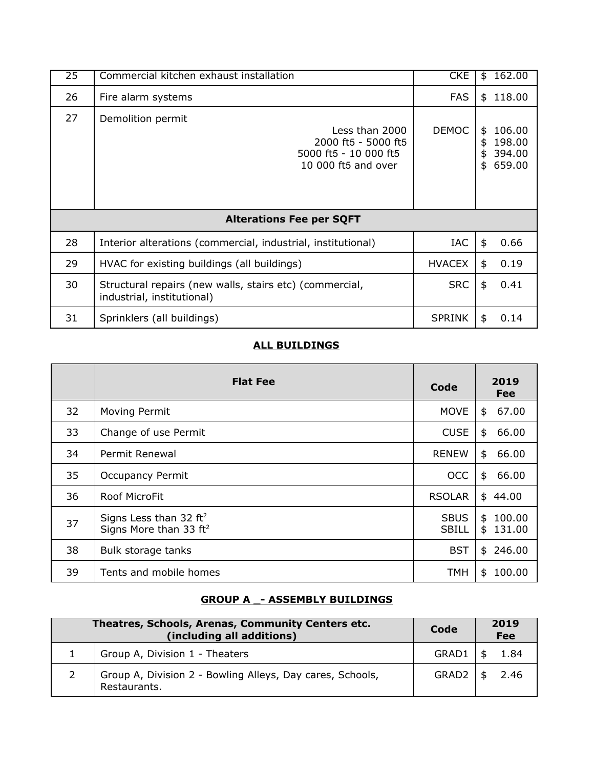| | | | |
|---|---|---|---|
| 25 | Commercial kitchen exhaust installation | CKE | $ 162.00 |
| 26 | Fire alarm systems | FAS | $ 118.00 |
| 27 | Demolition permit<br>Less than 2000<br>2000 ft5 - 5000 ft5<br>5000 ft5 - 10 000 ft5<br>10 000 ft5 and over | DEMOC | $ 106.00<br>$ 198.00<br>$ 394.00<br>$ 659.00 |
| **Alterations Fee per SQFT** | | | |
| 28 | Interior alterations (commercial, industrial, institutional) | IAC | $ 0.66 |
| 29 | HVAC for existing buildings (all buildings) | HVACEX | $ 0.19 |
| 30 | Structural repairs (new walls, stairs etc) (commercial, industrial, institutional) | SRC | $ 0.41 |
| 31 | Sprinklers (all buildings) | SPRINK | $ 0.14 |

## ALL BUILDINGS

| | Flat Fee | Code | 2019 Fee |
|---|---|---|---|
| 32 | Moving Permit | MOVE | $ 67.00 |
| 33 | Change of use Permit | CUSE | $ 66.00 |
| 34 | Permit Renewal | RENEW | $ 66.00 |
| 35 | Occupancy Permit | OCC | $ 66.00 |
| 36 | Roof MicroFit | RSOLAR | $ 44.00 |
| 37 | Signs Less than 32 $ft^2$<br>Signs More than 33 $ft^2$ | SBUS<br>SBILL | $ 100.00<br>$ 131.00 |
| 38 | Bulk storage tanks | BST | $ 246.00 |
| 39 | Tents and mobile homes | TMH | $ 100.00 |

## GROUP A _- ASSEMBLY BUILDINGS

| Theatres, Schools, Arenas, Community Centers etc. (including all additions) | | Code | 2019 Fee |
|---|---|---|---|
| 1 | Group A, Division 1 - Theaters | GRAD1 | $ 1.84 |
| 2 | Group A, Division 2 - Bowling Alleys, Day cares, Schools, Restaurants. | GRAD2 | $ 2.46 |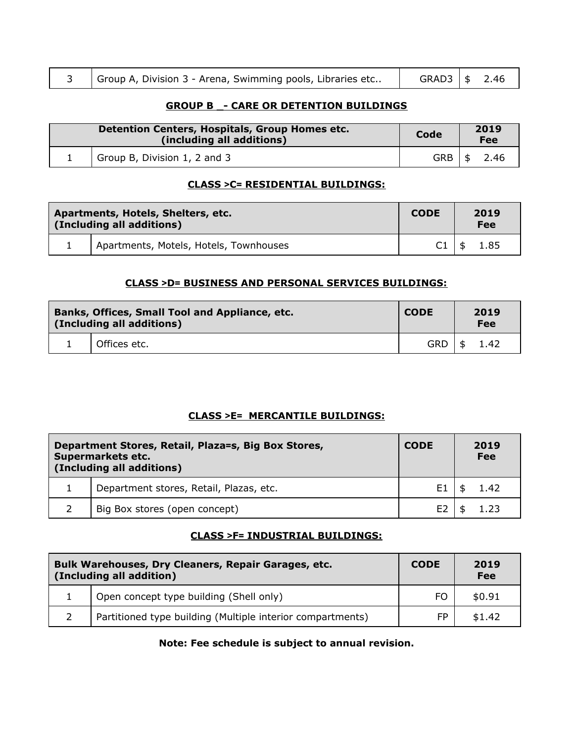| 3 | Group A, Division 3 - Arena, Swimming pools, Libraries etc.. | GRAD3 | $ 2.46 |
|---|---|---|---|

**GROUP B _- CARE OR DETENTION BUILDINGS**

| Detention Centers, Hospitals, Group Homes etc. (including all additions) | | Code | 2019 Fee |
|---|---|---|---|
| 1 | Group B, Division 1, 2 and 3 | GRB | $ 2.46 |

**CLASS >C= RESIDENTIAL BUILDINGS:**

| Apartments, Hotels, Shelters, etc. (Including all additions) | | CODE | 2019 Fee |
|---|---|---|---|
| 1 | Apartments, Motels, Hotels, Townhouses | C1 | $ 1.85 |

**CLASS >D= BUSINESS AND PERSONAL SERVICES BUILDINGS:**

| Banks, Offices, Small Tool and Appliance, etc. (Including all additions) | | CODE | 2019 Fee |
|---|---|---|---|
| 1 | Offices etc. | GRD | $ 1.42 |

**CLASS >E= MERCANTILE BUILDINGS:**

| Department Stores, Retail, Plaza=s, Big Box Stores, Supermarkets etc. (Including all additions) | | CODE | 2019 Fee |
|---|---|---|---|
| 1 | Department stores, Retail, Plazas, etc. | E1 | $ 1.42 |
| 2 | Big Box stores (open concept) | E2 | $ 1.23 |

**CLASS >F= INDUSTRIAL BUILDINGS:**

| Bulk Warehouses, Dry Cleaners, Repair Garages, etc. (Including all addition) | | CODE | 2019 Fee |
|---|---|---|---|
| 1 | Open concept type building (Shell only) | FO | $0.91 |
| 2 | Partitioned type building (Multiple interior compartments) | FP | $1.42 |

**Note: Fee schedule is subject to annual revision.**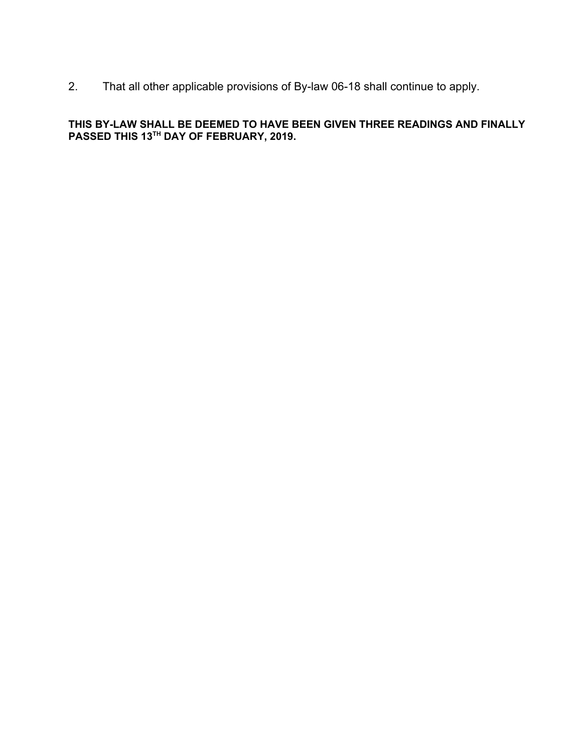2. That all other applicable provisions of By-law 06-18 shall continue to apply.

**THIS BY-LAW SHALL BE DEEMED TO HAVE BEEN GIVEN THREE READINGS AND FINALLY PASSED THIS 13TH DAY OF FEBRUARY, 2019.**